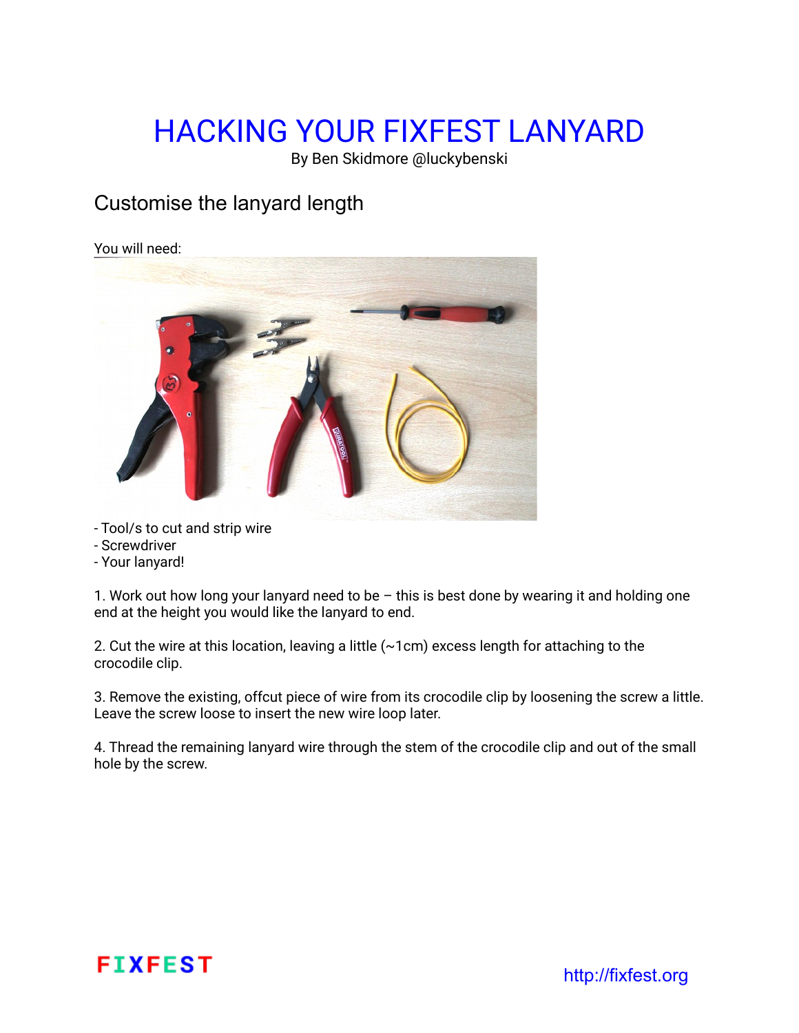# HACKING YOUR FIXFEST LANYARD

By Ben Skidmore @luckybenski

## Customise the lanyard length

You will need:

- Tool/s to cut and strip wire
- Screwdriver
- Your lanyard!

1. Work out how long your lanyard need to be – this is best done by wearing it and holding one end at the height you would like the lanyard to end.

2. Cut the wire at this location, leaving a little (~1cm) excess length for attaching to the crocodile clip.

3. Remove the existing, offcut piece of wire from its crocodile clip by loosening the screw a little. Leave the screw loose to insert the new wire loop later.

4. Thread the remaining lanyard wire through the stem of the crocodile clip and out of the small hole by the screw.

FIXFEST

http://fixfest.org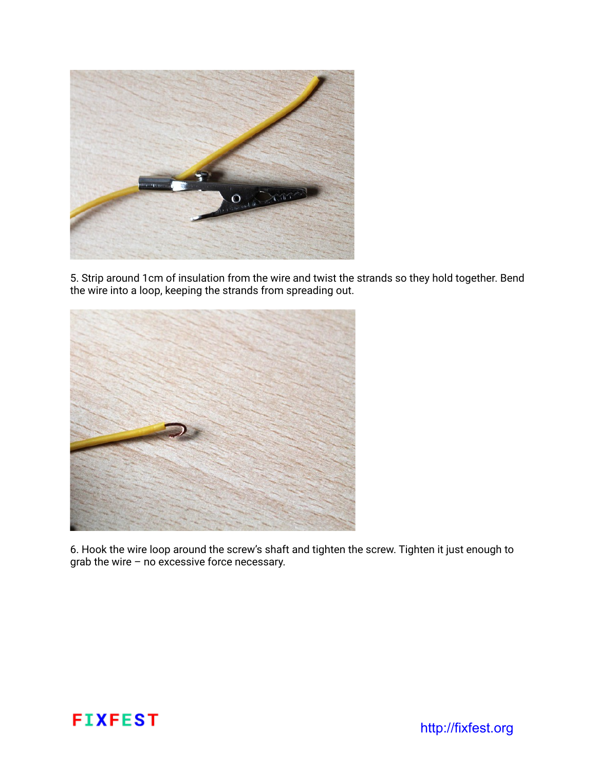5. Strip around 1cm of insulation from the wire and twist the strands so they hold together. Bend the wire into a loop, keeping the strands from spreading out.

6. Hook the wire loop around the screw's shaft and tighten the screw. Tighten it just enough to grab the wire – no excessive force necessary.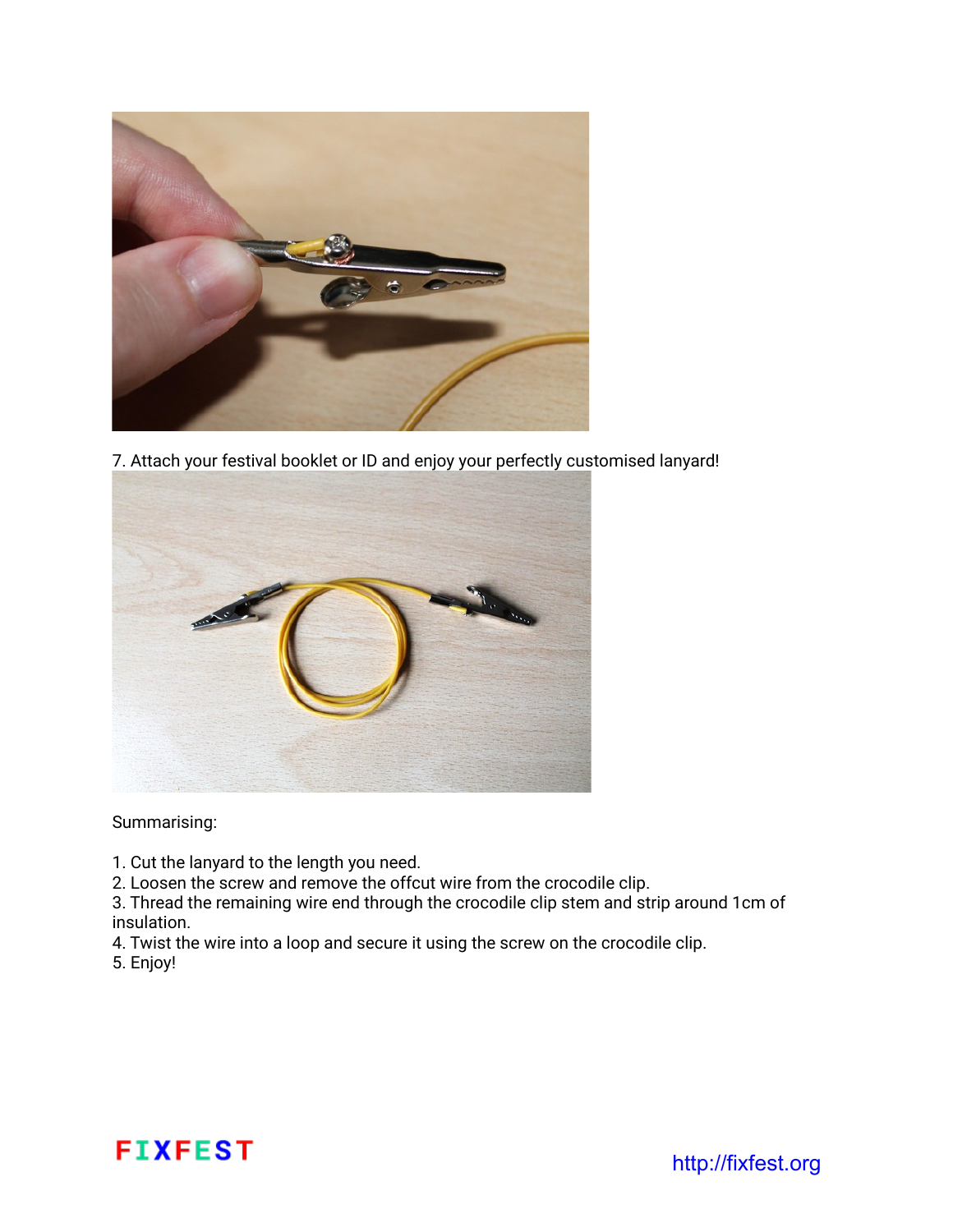7. Attach your festival booklet or ID and enjoy your perfectly customised lanyard!

Summarising:

1. Cut the lanyard to the length you need.
2. Loosen the screw and remove the offcut wire from the crocodile clip.
3. Thread the remaining wire end through the crocodile clip stem and strip around 1cm of insulation.
4. Twist the wire into a loop and secure it using the screw on the crocodile clip.
5. Enjoy!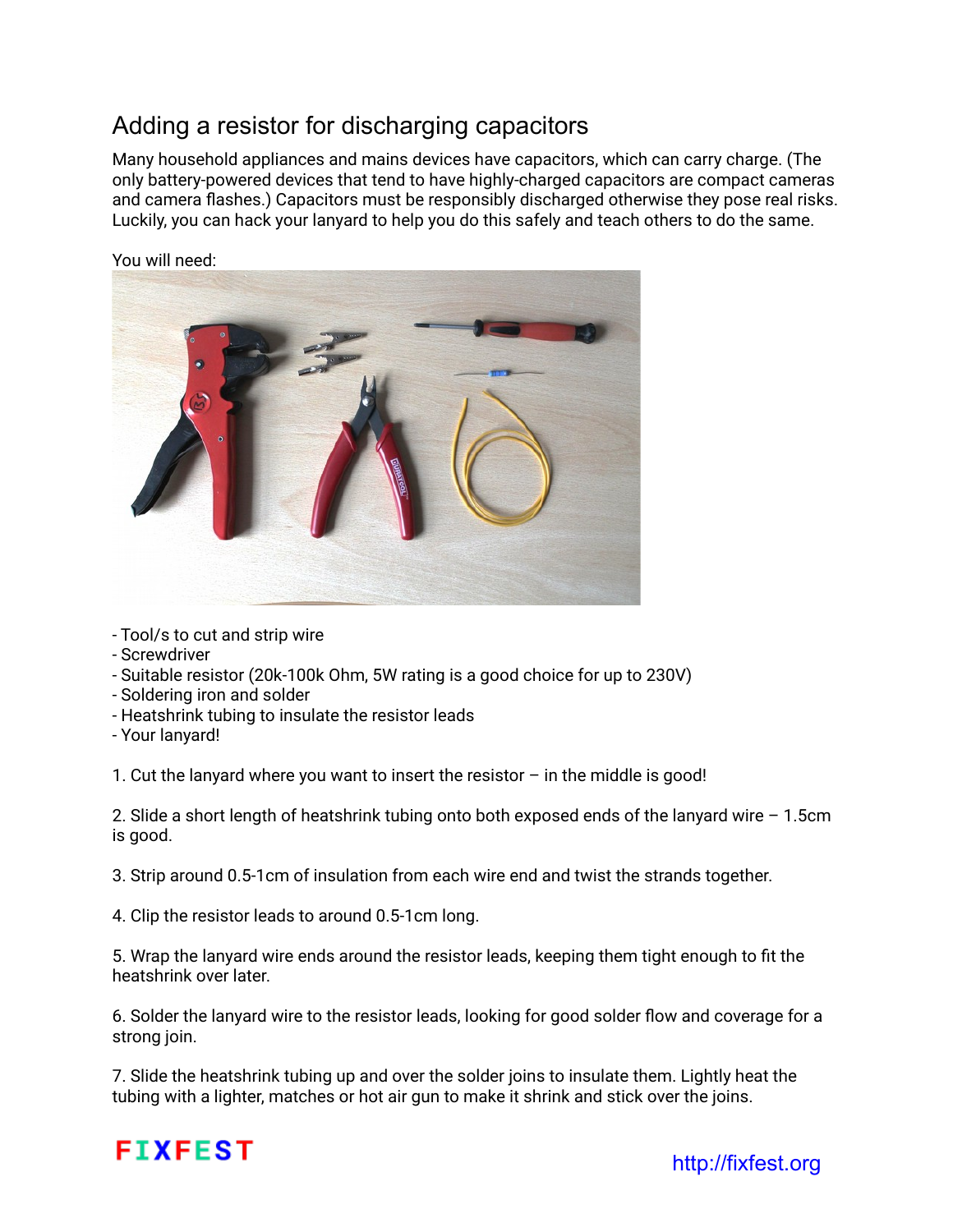## Adding a resistor for discharging capacitors

Many household appliances and mains devices have capacitors, which can carry charge. (The only battery-powered devices that tend to have highly-charged capacitors are compact cameras and camera flashes.) Capacitors must be responsibly discharged otherwise they pose real risks. Luckily, you can hack your lanyard to help you do this safely and teach others to do the same.

You will need:

- Tool/s to cut and strip wire
- Screwdriver
- Suitable resistor (20k-100k Ohm, 5W rating is a good choice for up to 230V)
- Soldering iron and solder
- Heatshrink tubing to insulate the resistor leads
- Your lanyard!

1. Cut the lanyard where you want to insert the resistor – in the middle is good!

2. Slide a short length of heatshrink tubing onto both exposed ends of the lanyard wire – 1.5cm is good.

3. Strip around 0.5-1cm of insulation from each wire end and twist the strands together.

4. Clip the resistor leads to around 0.5-1cm long.

5. Wrap the lanyard wire ends around the resistor leads, keeping them tight enough to fit the heatshrink over later.

6. Solder the lanyard wire to the resistor leads, looking for good solder flow and coverage for a strong join.

7. Slide the heatshrink tubing up and over the solder joins to insulate them. Lightly heat the tubing with a lighter, matches or hot air gun to make it shrink and stick over the joins.

FIXFEST http://fixfest.org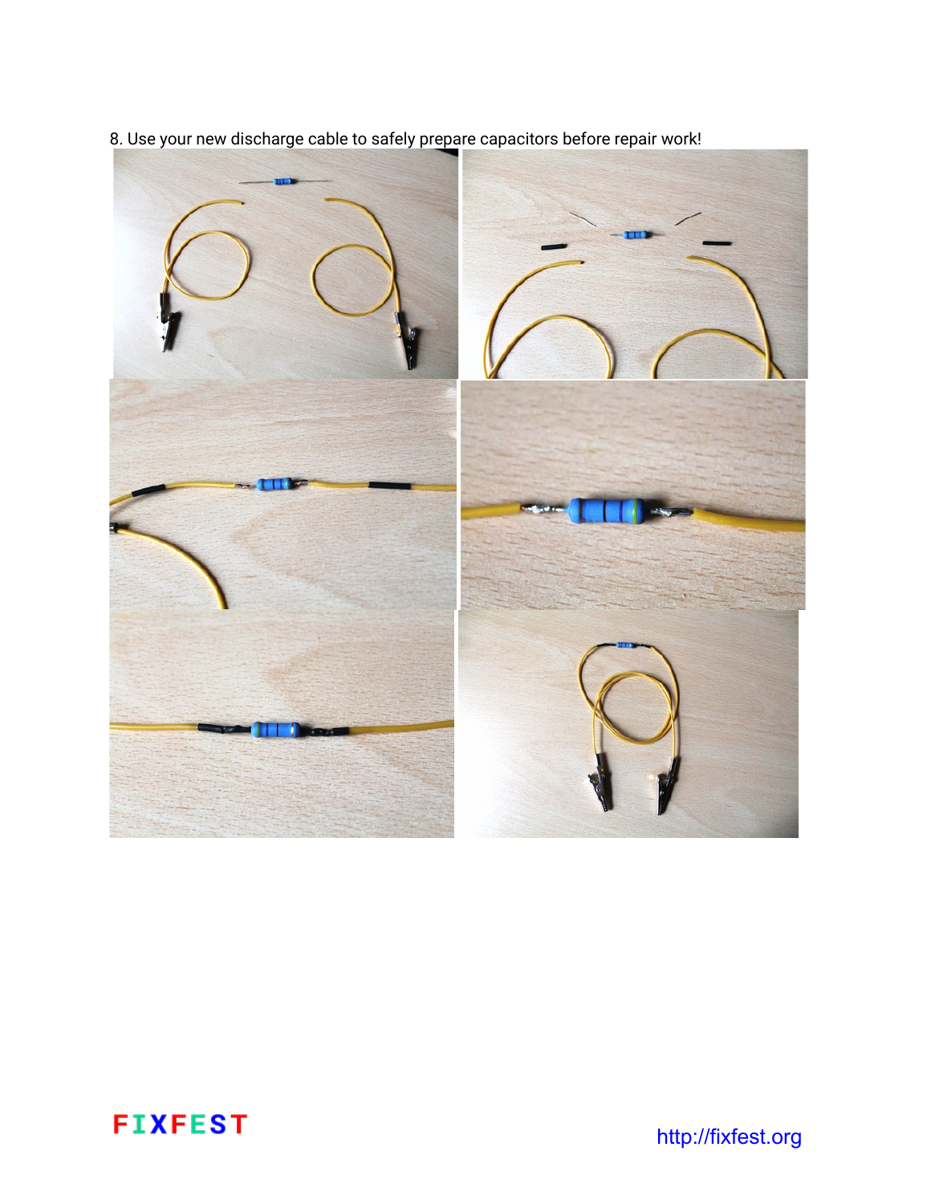8. Use your new discharge cable to safely prepare capacitors before repair work!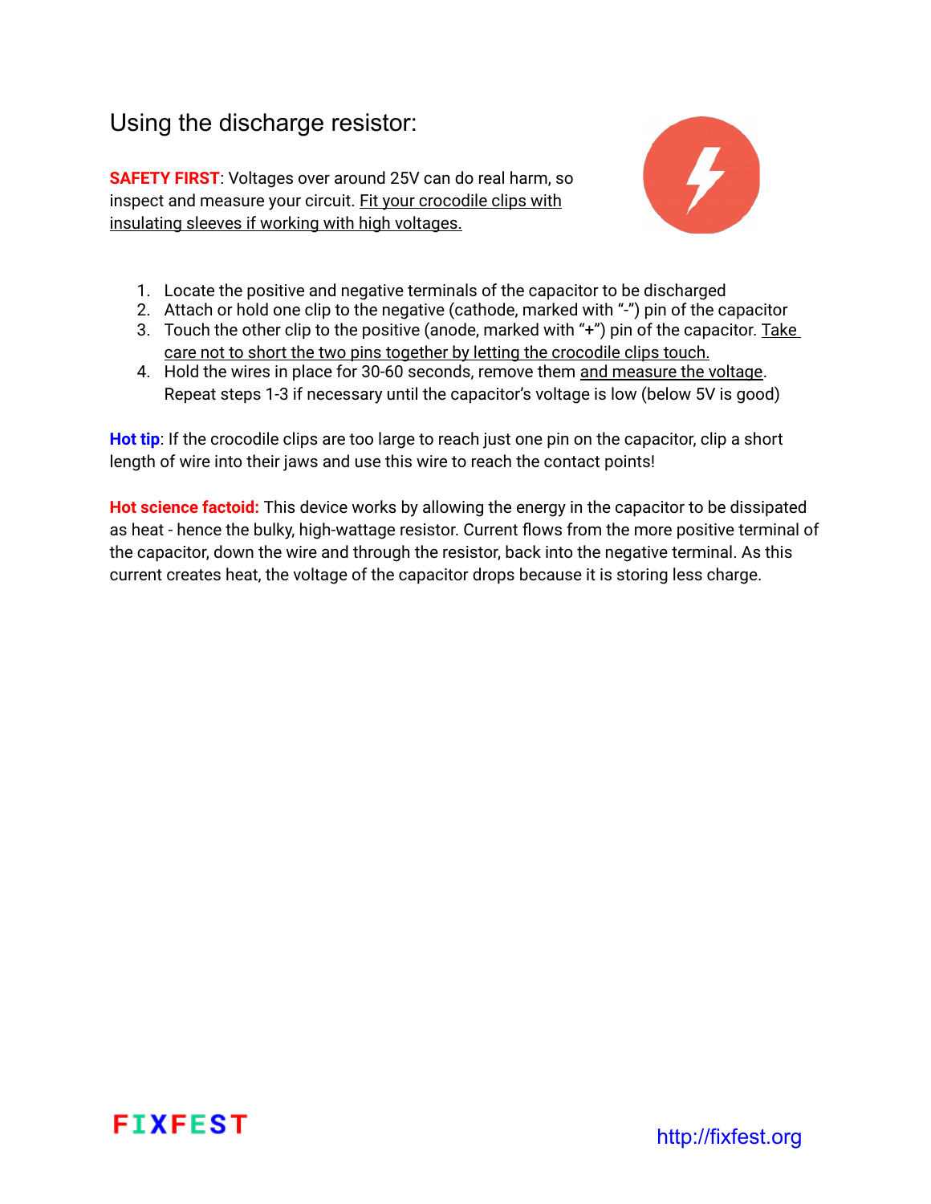# Using the discharge resistor:

**SAFETY FIRST**: Voltages over around 25V can do real harm, so inspect and measure your circuit. Fit your crocodile clips with insulating sleeves if working with high voltages.

1. Locate the positive and negative terminals of the capacitor to be discharged
2. Attach or hold one clip to the negative (cathode, marked with "-") pin of the capacitor
3. Touch the other clip to the positive (anode, marked with "+") pin of the capacitor. Take care not to short the two pins together by letting the crocodile clips touch.
4. Hold the wires in place for 30-60 seconds, remove them and measure the voltage. Repeat steps 1-3 if necessary until the capacitor's voltage is low (below 5V is good)

**Hot tip**: If the crocodile clips are too large to reach just one pin on the capacitor, clip a short length of wire into their jaws and use this wire to reach the contact points!

**Hot science factoid:** This device works by allowing the energy in the capacitor to be dissipated as heat - hence the bulky, high-wattage resistor. Current flows from the more positive terminal of the capacitor, down the wire and through the resistor, back into the negative terminal. As this current creates heat, the voltage of the capacitor drops because it is storing less charge.

FIXFEST

http://fixfest.org